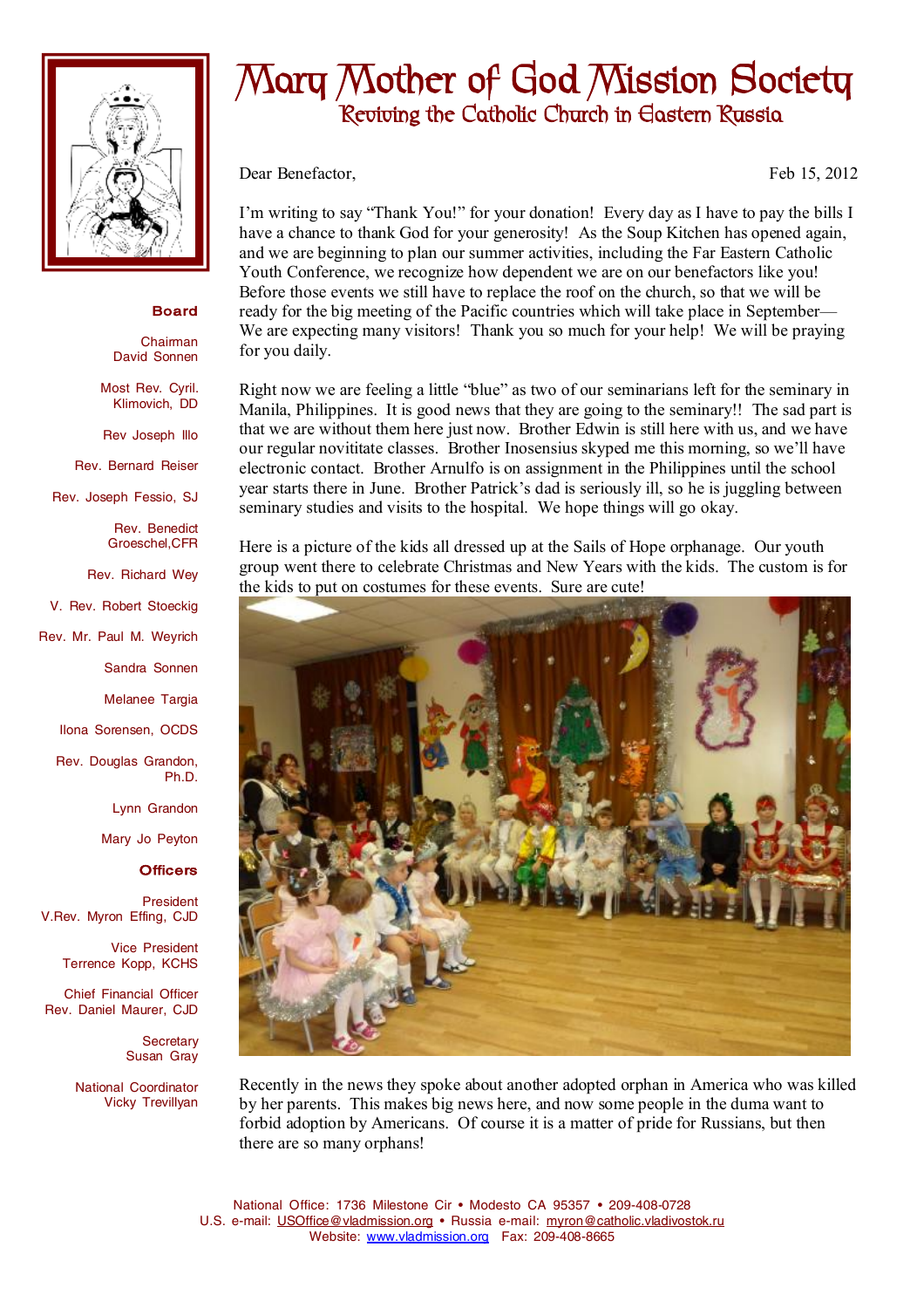# Mary Mother of God Mission Society

## Reviving the Catholic Church in Eastern Russia

**Board**

Chairman
David Sonnen

Most Rev. Cyril. Klimovich, DD

Rev Joseph Illo

Rev. Bernard Reiser

Rev. Joseph Fessio, SJ

Rev. Benedict Groeschel,CFR

Rev. Richard Wey

V. Rev. Robert Stoeckig

Rev. Mr. Paul M. Weyrich

Sandra Sonnen

Melanee Targia

Ilona Sorensen, OCDS

Rev. Douglas Grandon, Ph.D.

Lynn Grandon

Mary Jo Peyton

**Officers**

President
V.Rev. Myron Effing, CJD

Vice President
Terrence Kopp, KCHS

Chief Financial Officer
Rev. Daniel Maurer, CJD

Secretary
Susan Gray

National Coordinator
Vicky Trevillyan

---

Dear Benefactor,

Feb 15, 2012

I'm writing to say "Thank You!" for your donation! Every day as I have to pay the bills I have a chance to thank God for your generosity! As the Soup Kitchen has opened again, and we are beginning to plan our summer activities, including the Far Eastern Catholic Youth Conference, we recognize how dependent we are on our benefactors like you! Before those events we still have to replace the roof on the church, so that we will be ready for the big meeting of the Pacific countries which will take place in September—We are expecting many visitors! Thank you so much for your help! We will be praying for you daily.

Right now we are feeling a little "blue" as two of our seminarians left for the seminary in Manila, Philippines. It is good news that they are going to the seminary!! The sad part is that we are without them here just now. Brother Edwin is still here with us, and we have our regular novititate classes. Brother Inosensius skyped me this morning, so we'll have electronic contact. Brother Arnulfo is on assignment in the Philippines until the school year starts there in June. Brother Patrick's dad is seriously ill, so he is juggling between seminary studies and visits to the hospital. We hope things will go okay.

Here is a picture of the kids all dressed up at the Sails of Hope orphanage. Our youth group went there to celebrate Christmas and New Years with the kids. The custom is for the kids to put on costumes for these events. Sure are cute!

Recently in the news they spoke about another adopted orphan in America who was killed by her parents. This makes big news here, and now some people in the duma want to forbid adoption by Americans. Of course it is a matter of pride for Russians, but then there are so many orphans!

National Office: 1736 Milestone Cir • Modesto CA 95357 • 209-408-0728
U.S. e-mail: USOffice@vladmission.org • Russia e-mail: myron@catholic.vladivostok.ru
Website: www.vladmission.org Fax: 209-408-8665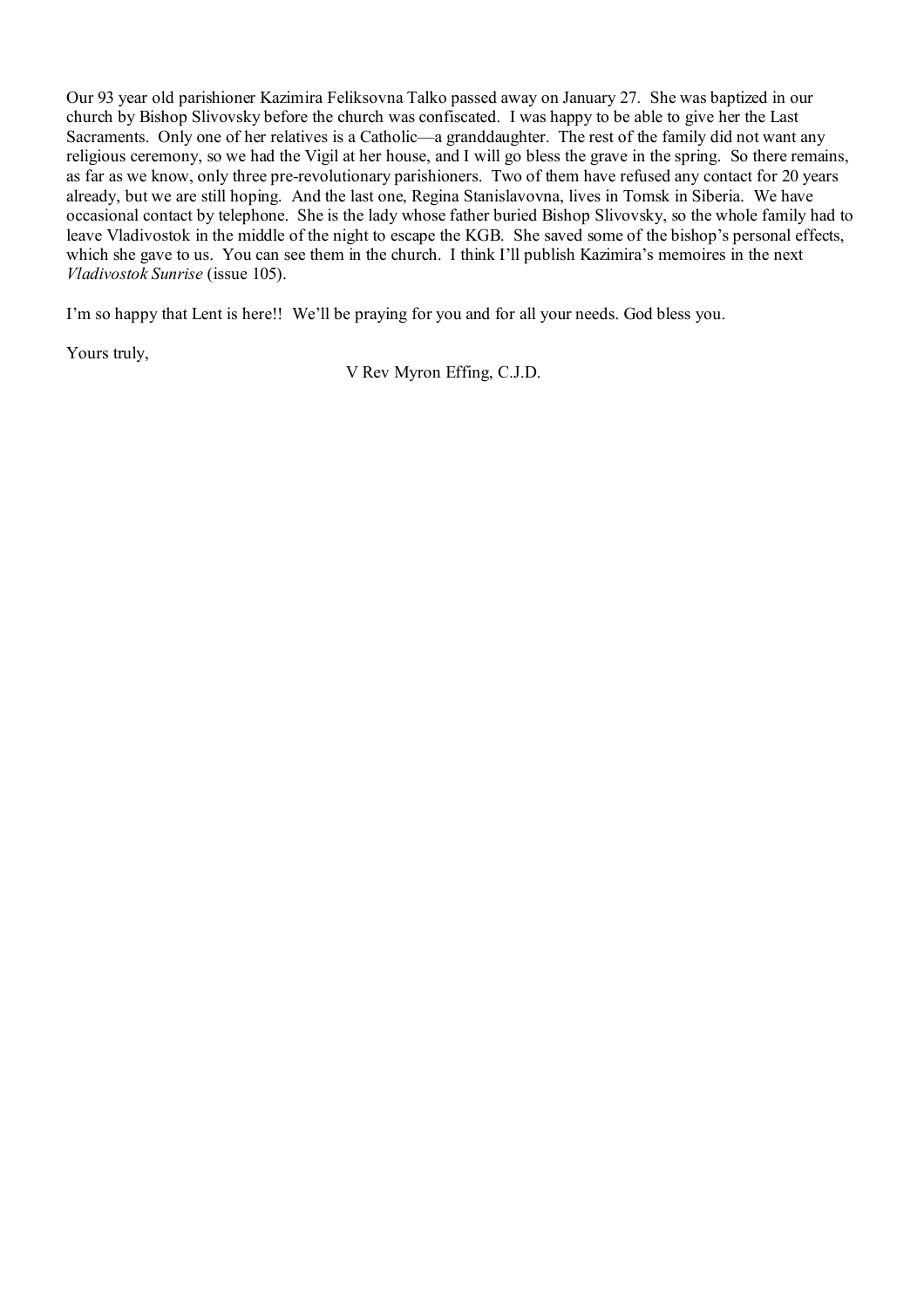Our 93 year old parishioner Kazimira Feliksovna Talko passed away on January 27. She was baptized in our church by Bishop Slivovsky before the church was confiscated. I was happy to be able to give her the Last Sacraments. Only one of her relatives is a Catholic—a granddaughter. The rest of the family did not want any religious ceremony, so we had the Vigil at her house, and I will go bless the grave in the spring. So there remains, as far as we know, only three pre-revolutionary parishioners. Two of them have refused any contact for 20 years already, but we are still hoping. And the last one, Regina Stanislavovna, lives in Tomsk in Siberia. We have occasional contact by telephone. She is the lady whose father buried Bishop Slivovsky, so the whole family had to leave Vladivostok in the middle of the night to escape the KGB. She saved some of the bishop's personal effects, which she gave to us. You can see them in the church. I think I'll publish Kazimira's memoires in the next *Vladivostok Sunrise* (issue 105).

I'm so happy that Lent is here!! We'll be praying for you and for all your needs. God bless you.

Yours truly,

V Rev Myron Effing, C.J.D.